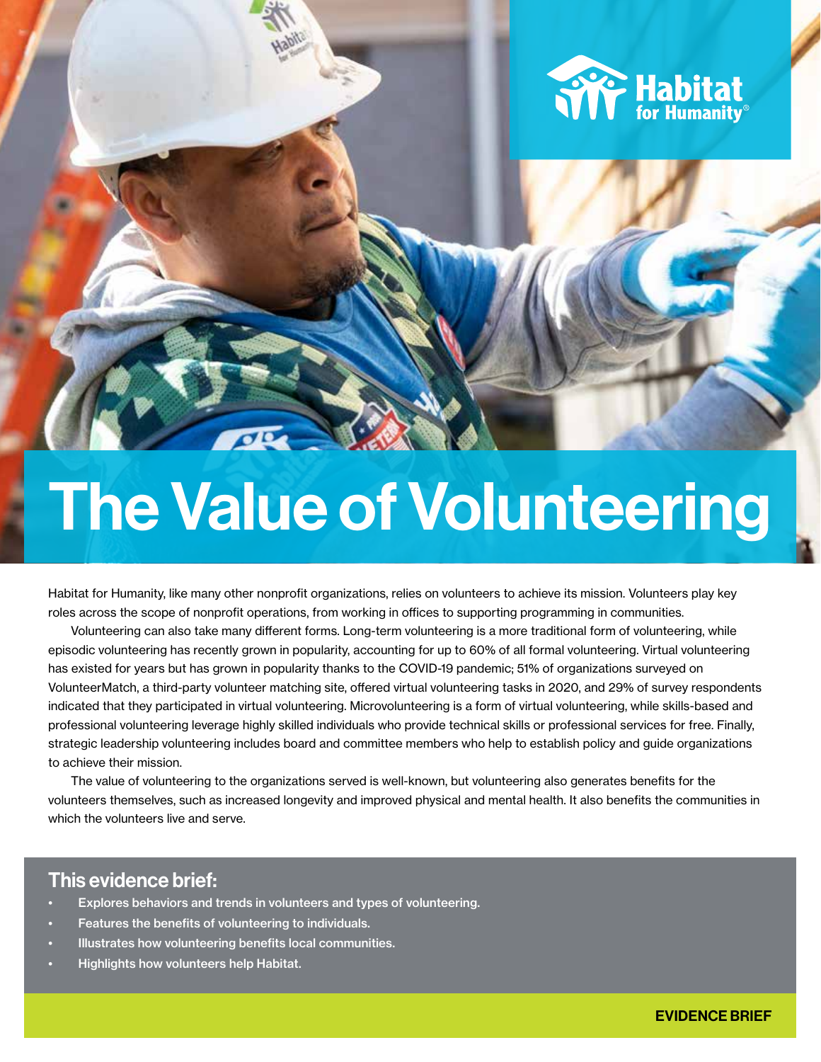# The Value of Volunteering

Habitat for Humanity, like many other nonprofit organizations, relies on volunteers to achieve its mission. Volunteers play key roles across the scope of nonprofit operations, from working in offices to supporting programming in communities.

Volunteering can also take many different forms. Long-term volunteering is a more traditional form of volunteering, while episodic volunteering has recently grown in popularity, accounting for up to 60% of all formal volunteering. Virtual volunteering has existed for years but has grown in popularity thanks to the COVID-19 pandemic; 51% of organizations surveyed on VolunteerMatch, a third-party volunteer matching site, offered virtual volunteering tasks in 2020, and 29% of survey respondents indicated that they participated in virtual volunteering. Microvolunteering is a form of virtual volunteering, while skills-based and professional volunteering leverage highly skilled individuals who provide technical skills or professional services for free. Finally, strategic leadership volunteering includes board and committee members who help to establish policy and guide organizations to achieve their mission.

The value of volunteering to the organizations served is well-known, but volunteering also generates benefits for the volunteers themselves, such as increased longevity and improved physical and mental health. It also benefits the communities in which the volunteers live and serve.

## This evidence brief:

- Explores behaviors and trends in volunteers and types of volunteering.
- Features the benefits of volunteering to individuals.
- Illustrates how volunteering benefits local communities.
- Highlights how volunteers help Habitat.

**EVIDENCE BRIEF**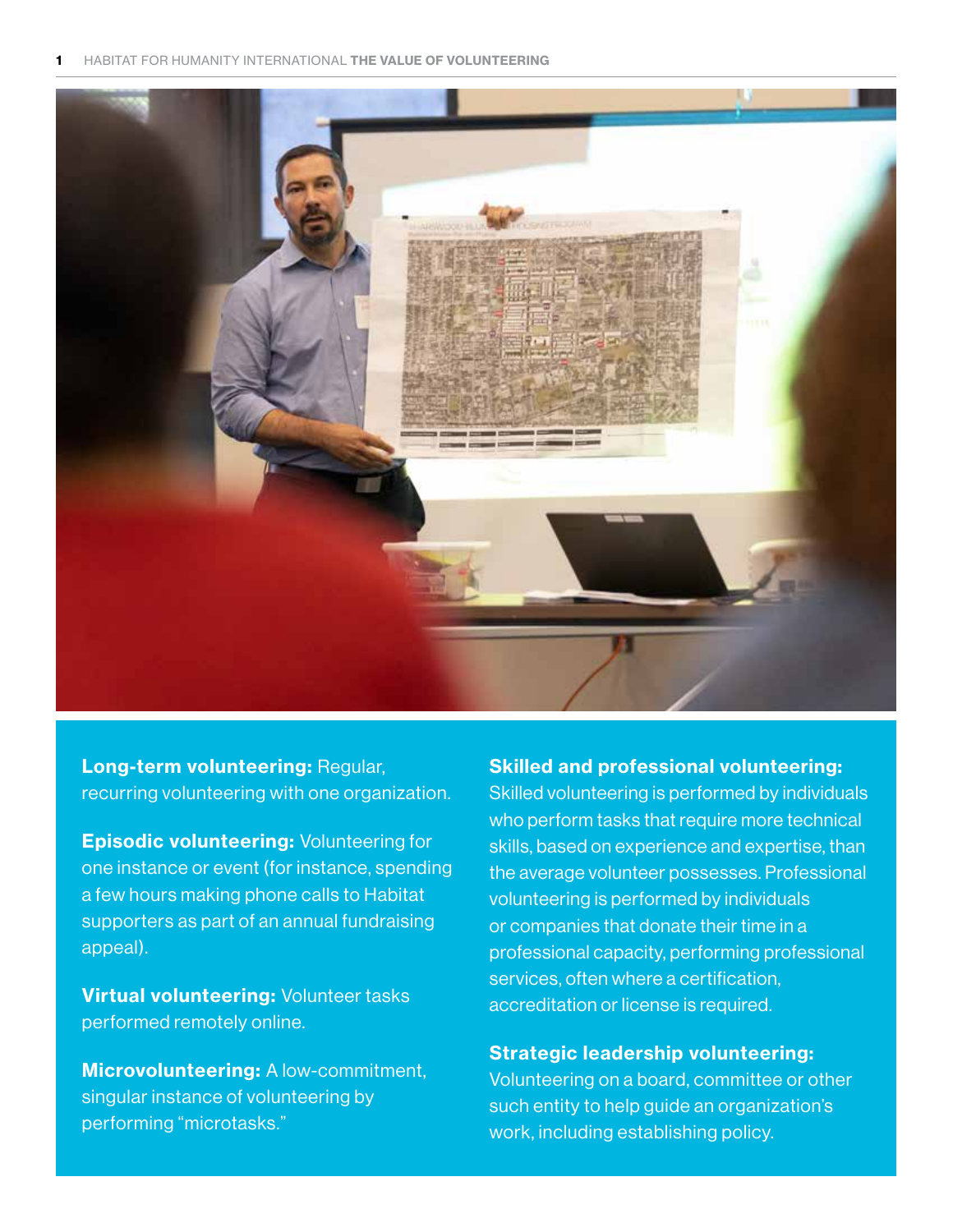**Long-term volunteering:** Regular, recurring volunteering with one organization.

**Episodic volunteering:** Volunteering for one instance or event (for instance, spending a few hours making phone calls to Habitat supporters as part of an annual fundraising appeal).

**Virtual volunteering:** Volunteer tasks performed remotely online.

**Microvolunteering:** A low-commitment, singular instance of volunteering by performing "microtasks."

**Skilled and professional volunteering:** Skilled volunteering is performed by individuals who perform tasks that require more technical skills, based on experience and expertise, than the average volunteer possesses. Professional volunteering is performed by individuals or companies that donate their time in a professional capacity, performing professional services, often where a certification, accreditation or license is required.

**Strategic leadership volunteering:** Volunteering on a board, committee or other such entity to help guide an organization's work, including establishing policy.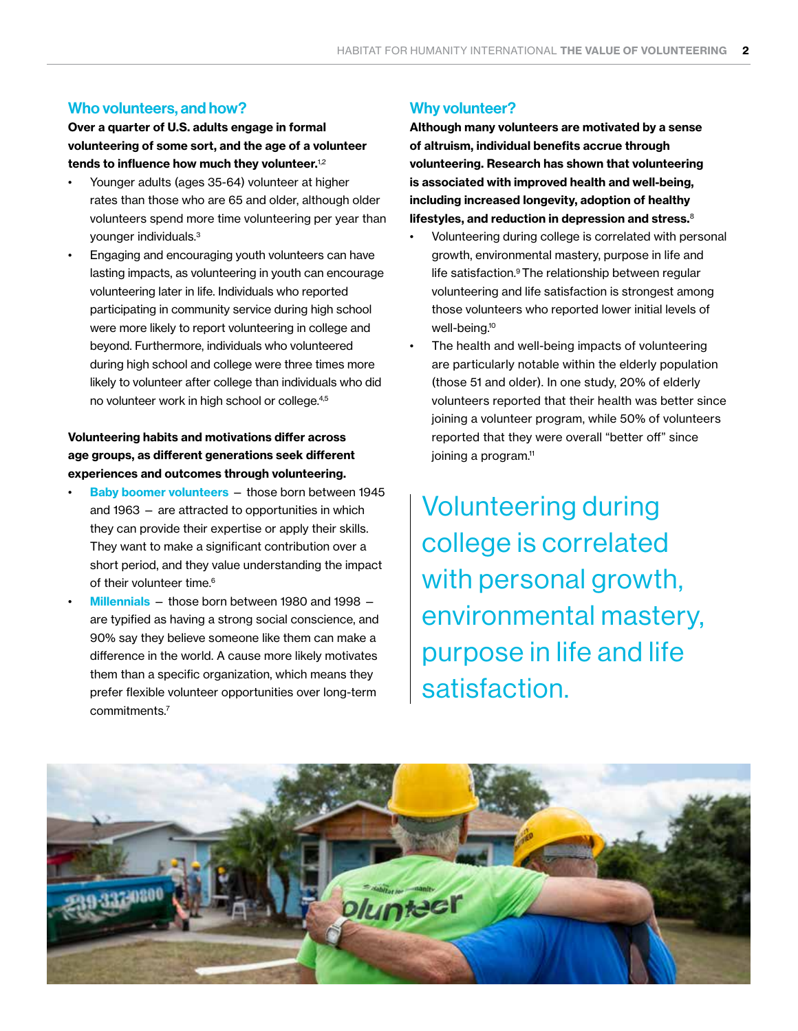## Who volunteers, and how?

**Over a quarter of U.S. adults engage in formal volunteering of some sort, and the age of a volunteer tends to influence how much they volunteer.**[1,2]

- Younger adults (ages 35-64) volunteer at higher rates than those who are 65 and older, although older volunteers spend more time volunteering per year than younger individuals.[3]
- Engaging and encouraging youth volunteers can have lasting impacts, as volunteering in youth can encourage volunteering later in life. Individuals who reported participating in community service during high school were more likely to report volunteering in college and beyond. Furthermore, individuals who volunteered during high school and college were three times more likely to volunteer after college than individuals who did no volunteer work in high school or college.[4,5]

**Volunteering habits and motivations differ across age groups, as different generations seek different experiences and outcomes through volunteering.**

- **Baby boomer volunteers** — those born between 1945 and 1963 — are attracted to opportunities in which they can provide their expertise or apply their skills. They want to make a significant contribution over a short period, and they value understanding the impact of their volunteer time.[6]
- **Millennials** — those born between 1980 and 1998 — are typified as having a strong social conscience, and 90% say they believe someone like them can make a difference in the world. A cause more likely motivates them than a specific organization, which means they prefer flexible volunteer opportunities over long-term commitments.[7]

## Why volunteer?

**Although many volunteers are motivated by a sense of altruism, individual benefits accrue through volunteering. Research has shown that volunteering is associated with improved health and well-being, including increased longevity, adoption of healthy lifestyles, and reduction in depression and stress.**[8]

- Volunteering during college is correlated with personal growth, environmental mastery, purpose in life and life satisfaction.[9] The relationship between regular volunteering and life satisfaction is strongest among those volunteers who reported lower initial levels of well-being.[10]
- The health and well-being impacts of volunteering are particularly notable within the elderly population (those 51 and older). In one study, 20% of elderly volunteers reported that their health was better since joining a volunteer program, while 50% of volunteers reported that they were overall "better off" since joining a program.[11]

> Volunteering during college is correlated with personal growth, environmental mastery, purpose in life and life satisfaction.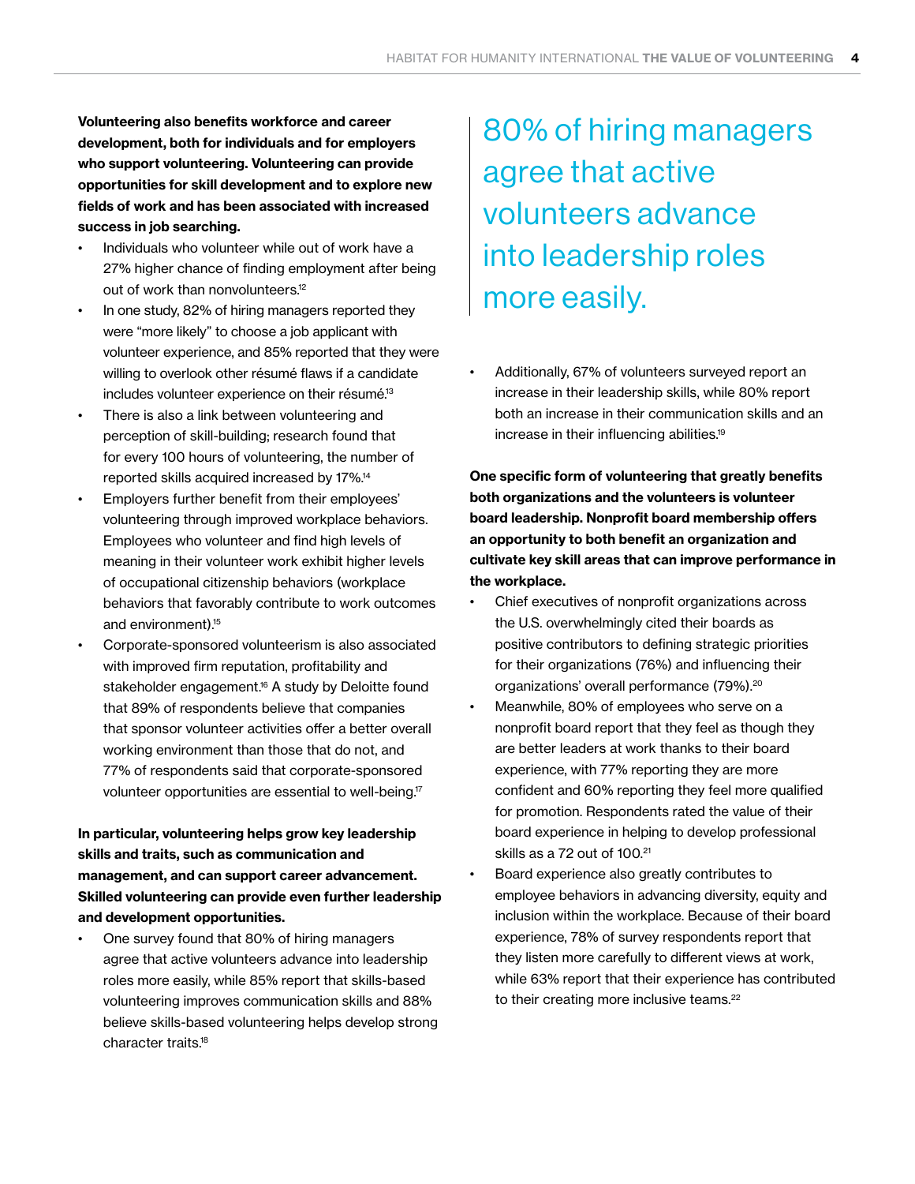**Volunteering also benefits workforce and career development, both for individuals and for employers who support volunteering. Volunteering can provide opportunities for skill development and to explore new fields of work and has been associated with increased success in job searching.**

- Individuals who volunteer while out of work have a 27% higher chance of finding employment after being out of work than nonvolunteers.[12]
- In one study, 82% of hiring managers reported they were "more likely" to choose a job applicant with volunteer experience, and 85% reported that they were willing to overlook other résumé flaws if a candidate includes volunteer experience on their résumé.[13]
- There is also a link between volunteering and perception of skill-building; research found that for every 100 hours of volunteering, the number of reported skills acquired increased by 17%.[14]
- Employers further benefit from their employees' volunteering through improved workplace behaviors. Employees who volunteer and find high levels of meaning in their volunteer work exhibit higher levels of occupational citizenship behaviors (workplace behaviors that favorably contribute to work outcomes and environment).[15]
- Corporate-sponsored volunteerism is also associated with improved firm reputation, profitability and stakeholder engagement.[16] A study by Deloitte found that 89% of respondents believe that companies that sponsor volunteer activities offer a better overall working environment than those that do not, and 77% of respondents said that corporate-sponsored volunteer opportunities are essential to well-being.[17]

**In particular, volunteering helps grow key leadership skills and traits, such as communication and management, and can support career advancement. Skilled volunteering can provide even further leadership and development opportunities.**

- One survey found that 80% of hiring managers agree that active volunteers advance into leadership roles more easily, while 85% report that skills-based volunteering improves communication skills and 88% believe skills-based volunteering helps develop strong character traits.[18]

> 80% of hiring managers agree that active volunteers advance into leadership roles more easily.

- Additionally, 67% of volunteers surveyed report an increase in their leadership skills, while 80% report both an increase in their communication skills and an increase in their influencing abilities.[19]

**One specific form of volunteering that greatly benefits both organizations and the volunteers is volunteer board leadership. Nonprofit board membership offers an opportunity to both benefit an organization and cultivate key skill areas that can improve performance in the workplace.**

- Chief executives of nonprofit organizations across the U.S. overwhelmingly cited their boards as positive contributors to defining strategic priorities for their organizations (76%) and influencing their organizations' overall performance (79%).[20]
- Meanwhile, 80% of employees who serve on a nonprofit board report that they feel as though they are better leaders at work thanks to their board experience, with 77% reporting they are more confident and 60% reporting they feel more qualified for promotion. Respondents rated the value of their board experience in helping to develop professional skills as a 72 out of 100.[21]
- Board experience also greatly contributes to employee behaviors in advancing diversity, equity and inclusion within the workplace. Because of their board experience, 78% of survey respondents report that they listen more carefully to different views at work, while 63% report that their experience has contributed to their creating more inclusive teams.[22]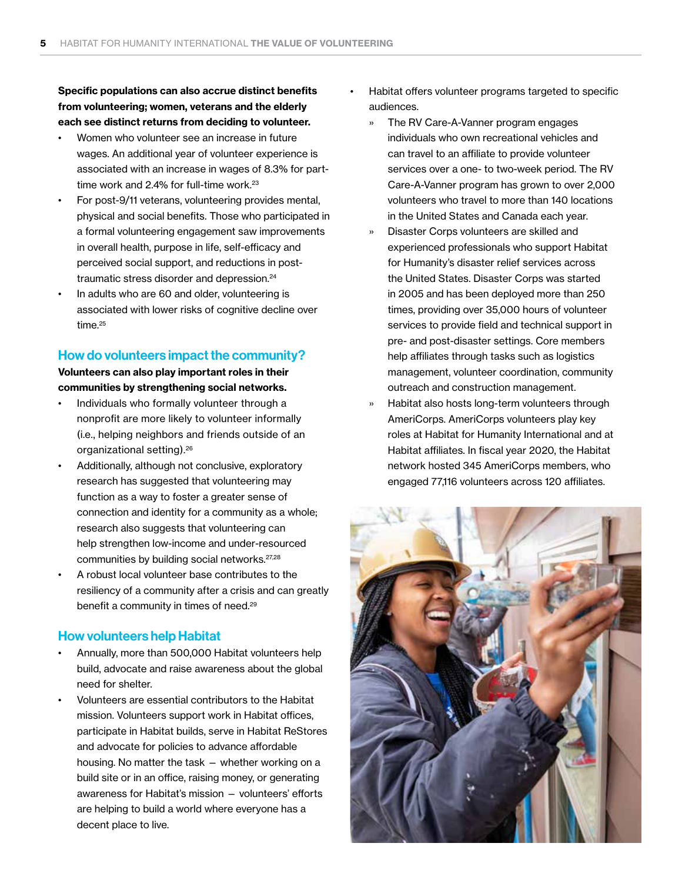**Specific populations can also accrue distinct benefits from volunteering; women, veterans and the elderly each see distinct returns from deciding to volunteer.**

- Women who volunteer see an increase in future wages. An additional year of volunteer experience is associated with an increase in wages of 8.3% for part-time work and 2.4% for full-time work.[23]
- For post-9/11 veterans, volunteering provides mental, physical and social benefits. Those who participated in a formal volunteering engagement saw improvements in overall health, purpose in life, self-efficacy and perceived social support, and reductions in post-traumatic stress disorder and depression.[24]
- In adults who are 60 and older, volunteering is associated with lower risks of cognitive decline over time.[25]

## How do volunteers impact the community?

**Volunteers can also play important roles in their communities by strengthening social networks.**

- Individuals who formally volunteer through a nonprofit are more likely to volunteer informally (i.e., helping neighbors and friends outside of an organizational setting).[26]
- Additionally, although not conclusive, exploratory research has suggested that volunteering may function as a way to foster a greater sense of connection and identity for a community as a whole; research also suggests that volunteering can help strengthen low-income and under-resourced communities by building social networks.[27,28]
- A robust local volunteer base contributes to the resiliency of a community after a crisis and can greatly benefit a community in times of need.[29]

## How volunteers help Habitat

- Annually, more than 500,000 Habitat volunteers help build, advocate and raise awareness about the global need for shelter.
- Volunteers are essential contributors to the Habitat mission. Volunteers support work in Habitat offices, participate in Habitat builds, serve in Habitat ReStores and advocate for policies to advance affordable housing. No matter the task – whether working on a build site or in an office, raising money, or generating awareness for Habitat's mission – volunteers' efforts are helping to build a world where everyone has a decent place to live.
- Habitat offers volunteer programs targeted to specific audiences.
  - The RV Care-A-Vanner program engages individuals who own recreational vehicles and can travel to an affiliate to provide volunteer services over a one- to two-week period. The RV Care-A-Vanner program has grown to over 2,000 volunteers who travel to more than 140 locations in the United States and Canada each year.
  - Disaster Corps volunteers are skilled and experienced professionals who support Habitat for Humanity's disaster relief services across the United States. Disaster Corps was started in 2005 and has been deployed more than 250 times, providing over 35,000 hours of volunteer services to provide field and technical support in pre- and post-disaster settings. Core members help affiliates through tasks such as logistics management, volunteer coordination, community outreach and construction management.
  - Habitat also hosts long-term volunteers through AmeriCorps. AmeriCorps volunteers play key roles at Habitat for Humanity International and at Habitat affiliates. In fiscal year 2020, the Habitat network hosted 345 AmeriCorps members, who engaged 77,116 volunteers across 120 affiliates.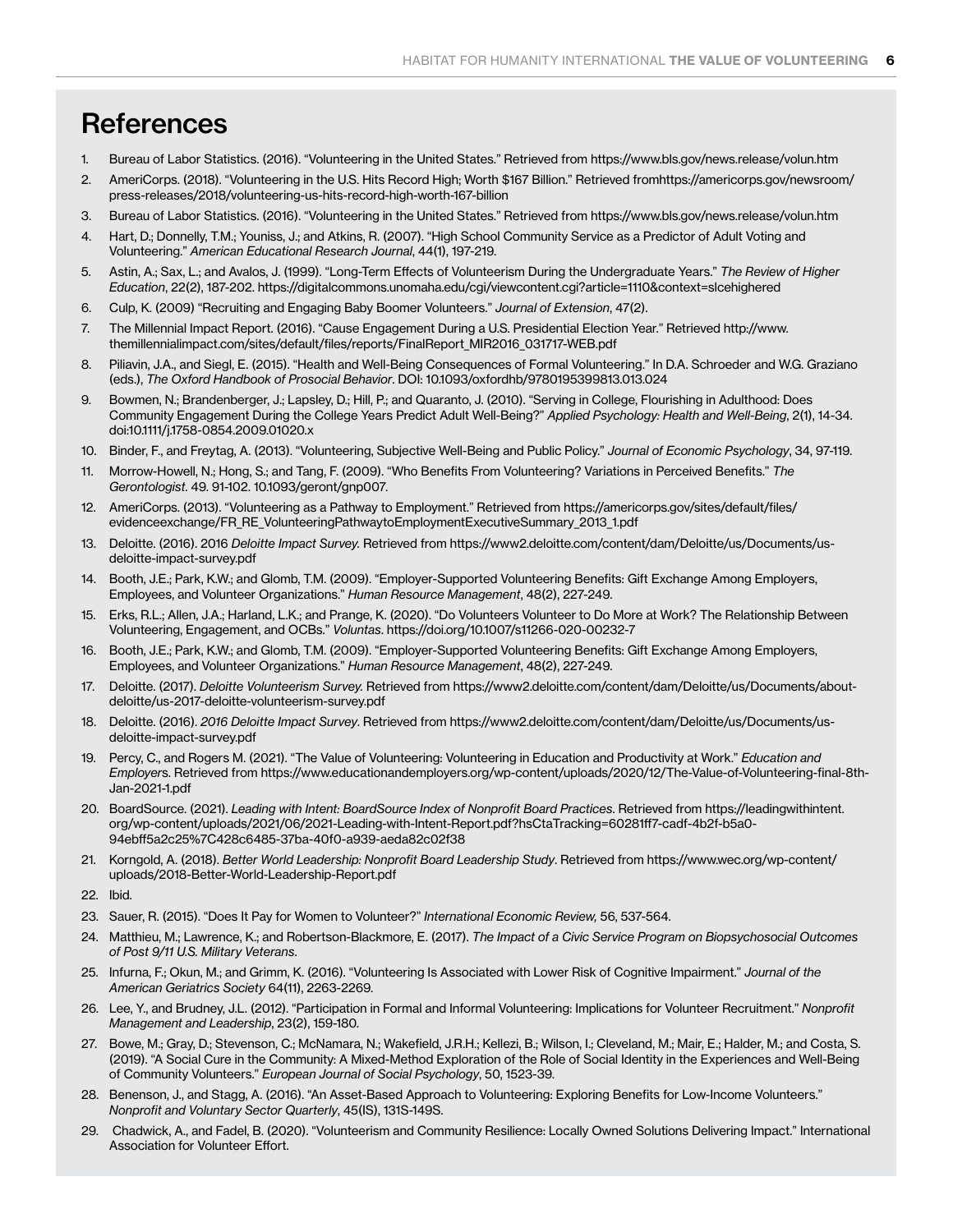# References

1. Bureau of Labor Statistics. (2016). "Volunteering in the United States." Retrieved from https://www.bls.gov/news.release/volun.htm
2. AmeriCorps. (2018). "Volunteering in the U.S. Hits Record High; Worth $167 Billion." Retrieved fromhttps://americorps.gov/newsroom/press-releases/2018/volunteering-us-hits-record-high-worth-167-billion
3. Bureau of Labor Statistics. (2016). "Volunteering in the United States." Retrieved from https://www.bls.gov/news.release/volun.htm
4. Hart, D.; Donnelly, T.M.; Youniss, J.; and Atkins, R. (2007). "High School Community Service as a Predictor of Adult Voting and Volunteering." *American Educational Research Journal*, 44(1), 197-219.
5. Astin, A.; Sax, L.; and Avalos, J. (1999). "Long-Term Effects of Volunteerism During the Undergraduate Years." *The Review of Higher Education*, 22(2), 187-202. https://digitalcommons.unomaha.edu/cgi/viewcontent.cgi?article=1110&context=slcehighered
6. Culp, K. (2009) "Recruiting and Engaging Baby Boomer Volunteers." *Journal of Extension*, 47(2).
7. The Millennial Impact Report. (2016). "Cause Engagement During a U.S. Presidential Election Year." Retrieved http://www.themillennialimpact.com/sites/default/files/reports/FinalReport_MIR2016_031717-WEB.pdf
8. Piliavin, J.A., and Siegl, E. (2015). "Health and Well-Being Consequences of Formal Volunteering." In D.A. Schroeder and W.G. Graziano (eds.), *The Oxford Handbook of Prosocial Behavior*. DOI: 10.1093/oxfordhb/9780195399813.013.024
9. Bowmen, N.; Brandenberger, J.; Lapsley, D.; Hill, P.; and Quaranto, J. (2010). "Serving in College, Flourishing in Adulthood: Does Community Engagement During the College Years Predict Adult Well-Being?" *Applied Psychology: Health and Well-Being*, 2(1), 14-34. doi:10.1111/j.1758-0854.2009.01020.x
10. Binder, F., and Freytag, A. (2013). "Volunteering, Subjective Well-Being and Public Policy." *Journal of Economic Psychology*, 34, 97-119.
11. Morrow-Howell, N.; Hong, S.; and Tang, F. (2009). "Who Benefits From Volunteering? Variations in Perceived Benefits." *The Gerontologist*. 49. 91-102. 10.1093/geront/gnp007.
12. AmeriCorps. (2013). "Volunteering as a Pathway to Employment." Retrieved from https://americorps.gov/sites/default/files/evidenceexchange/FR_RE_VolunteeringPathwaytoEmploymentExecutiveSummary_2013_1.pdf
13. Deloitte. (2016). 2016 *Deloitte Impact Survey.* Retrieved from https://www2.deloitte.com/content/dam/Deloitte/us/Documents/us-deloitte-impact-survey.pdf
14. Booth, J.E.; Park, K.W.; and Glomb, T.M. (2009). "Employer-Supported Volunteering Benefits: Gift Exchange Among Employers, Employees, and Volunteer Organizations." *Human Resource Management*, 48(2), 227-249.
15. Erks, R.L.; Allen, J.A.; Harland, L.K.; and Prange, K. (2020). "Do Volunteers Volunteer to Do More at Work? The Relationship Between Volunteering, Engagement, and OCBs." *Voluntas*. https://doi.org/10.1007/s11266-020-00232-7
16. Booth, J.E.; Park, K.W.; and Glomb, T.M. (2009). "Employer-Supported Volunteering Benefits: Gift Exchange Among Employers, Employees, and Volunteer Organizations." *Human Resource Management*, 48(2), 227-249.
17. Deloitte. (2017). *Deloitte Volunteerism Survey.* Retrieved from https://www2.deloitte.com/content/dam/Deloitte/us/Documents/about-deloitte/us-2017-deloitte-volunteerism-survey.pdf
18. Deloitte. (2016). *2016 Deloitte Impact Survey*. Retrieved from https://www2.deloitte.com/content/dam/Deloitte/us/Documents/us-deloitte-impact-survey.pdf
19. Percy, C., and Rogers M. (2021). "The Value of Volunteering: Volunteering in Education and Productivity at Work." *Education and Employers*. Retrieved from https://www.educationandemployers.org/wp-content/uploads/2020/12/The-Value-of-Volunteering-final-8th-Jan-2021-1.pdf
20. BoardSource. (2021). *Leading with Intent: BoardSource Index of Nonprofit Board Practices*. Retrieved from https://leadingwithintent.org/wp-content/uploads/2021/06/2021-Leading-with-Intent-Report.pdf?hsCtaTracking=60281ff7-cadf-4b2f-b5a0-94ebff5a2c25%7C428c6485-37ba-40f0-a939-aeda82c02f38
21. Korngold, A. (2018). *Better World Leadership: Nonprofit Board Leadership Study*. Retrieved from https://www.wec.org/wp-content/uploads/2018-Better-World-Leadership-Report.pdf
22. Ibid.
23. Sauer, R. (2015). "Does It Pay for Women to Volunteer?" *International Economic Review,* 56, 537-564.
24. Matthieu, M.; Lawrence, K.; and Robertson-Blackmore, E. (2017). *The Impact of a Civic Service Program on Biopsychosocial Outcomes of Post 9/11 U.S. Military Veterans*.
25. Infurna, F.; Okun, M.; and Grimm, K. (2016). "Volunteering Is Associated with Lower Risk of Cognitive Impairment." *Journal of the American Geriatrics Society* 64(11), 2263-2269.
26. Lee, Y., and Brudney, J.L. (2012). "Participation in Formal and Informal Volunteering: Implications for Volunteer Recruitment." *Nonprofit Management and Leadership*, 23(2), 159-180.
27. Bowe, M.; Gray, D.; Stevenson, C.; McNamara, N.; Wakefield, J.R.H.; Kellezi, B.; Wilson, I.; Cleveland, M.; Mair, E.; Halder, M.; and Costa, S. (2019). "A Social Cure in the Community: A Mixed-Method Exploration of the Role of Social Identity in the Experiences and Well-Being of Community Volunteers." *European Journal of Social Psychology*, 50, 1523-39.
28. Benenson, J., and Stagg, A. (2016). "An Asset-Based Approach to Volunteering: Exploring Benefits for Low-Income Volunteers." *Nonprofit and Voluntary Sector Quarterly*, 45(IS), 131S-149S.
29. Chadwick, A., and Fadel, B. (2020). "Volunteerism and Community Resilience: Locally Owned Solutions Delivering Impact." International Association for Volunteer Effort.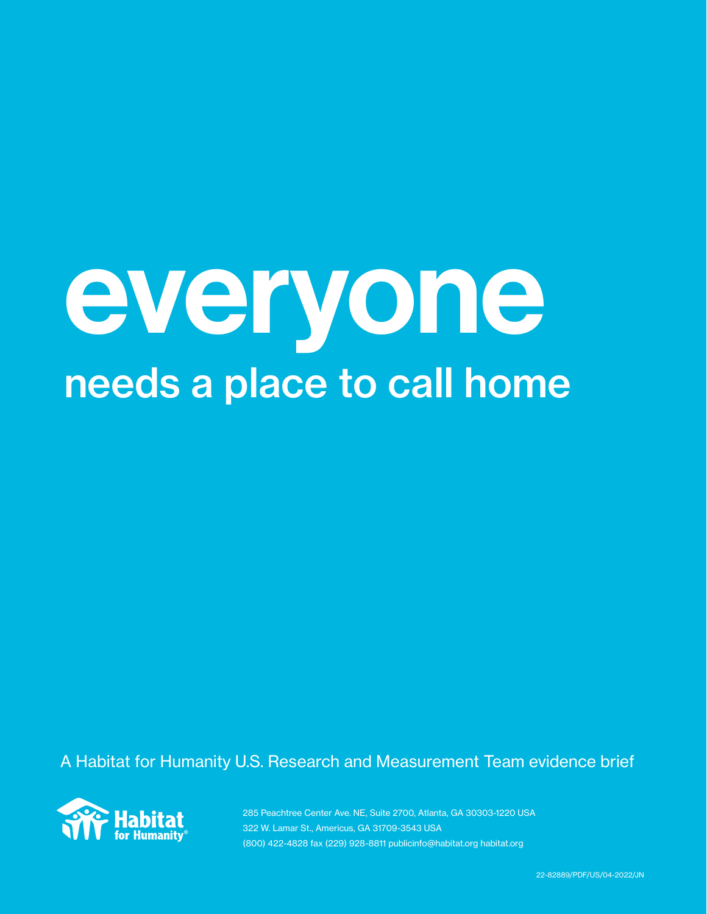# everyone

## needs a place to call home

A Habitat for Humanity U.S. Research and Measurement Team evidence brief

Habitat for Humanity®

285 Peachtree Center Ave. NE, Suite 2700, Atlanta, GA 30303-1220 USA
322 W. Lamar St., Americus, GA 31709-3543 USA
(800) 422-4828 fax (229) 928-8811 publicinfo@habitat.org habitat.org

22-82889/PDF/US/04-2022/JN